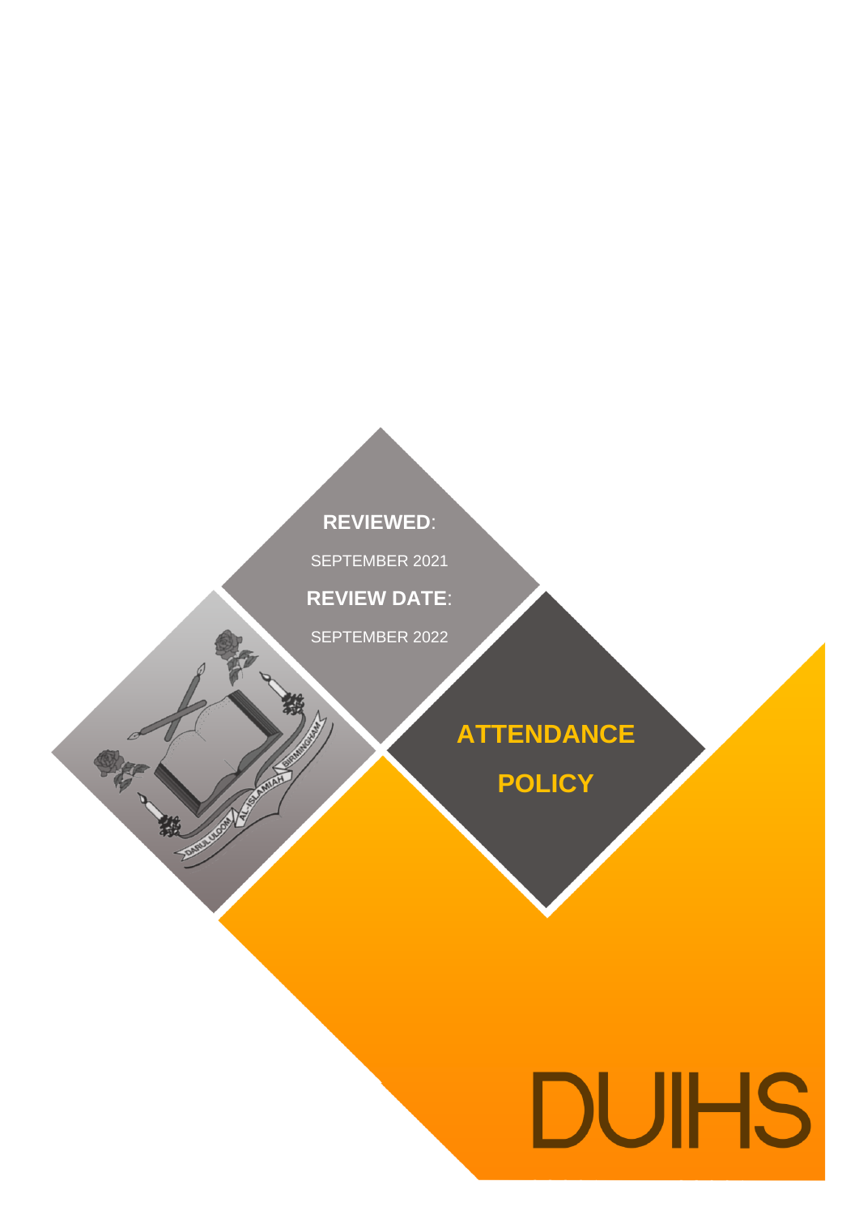**REVIEWED**:

SEPTEMBER 2021

**REVIEW DATE**:

SEPTEMBER 2022

# ATTENDANCE POLICY

DUIHS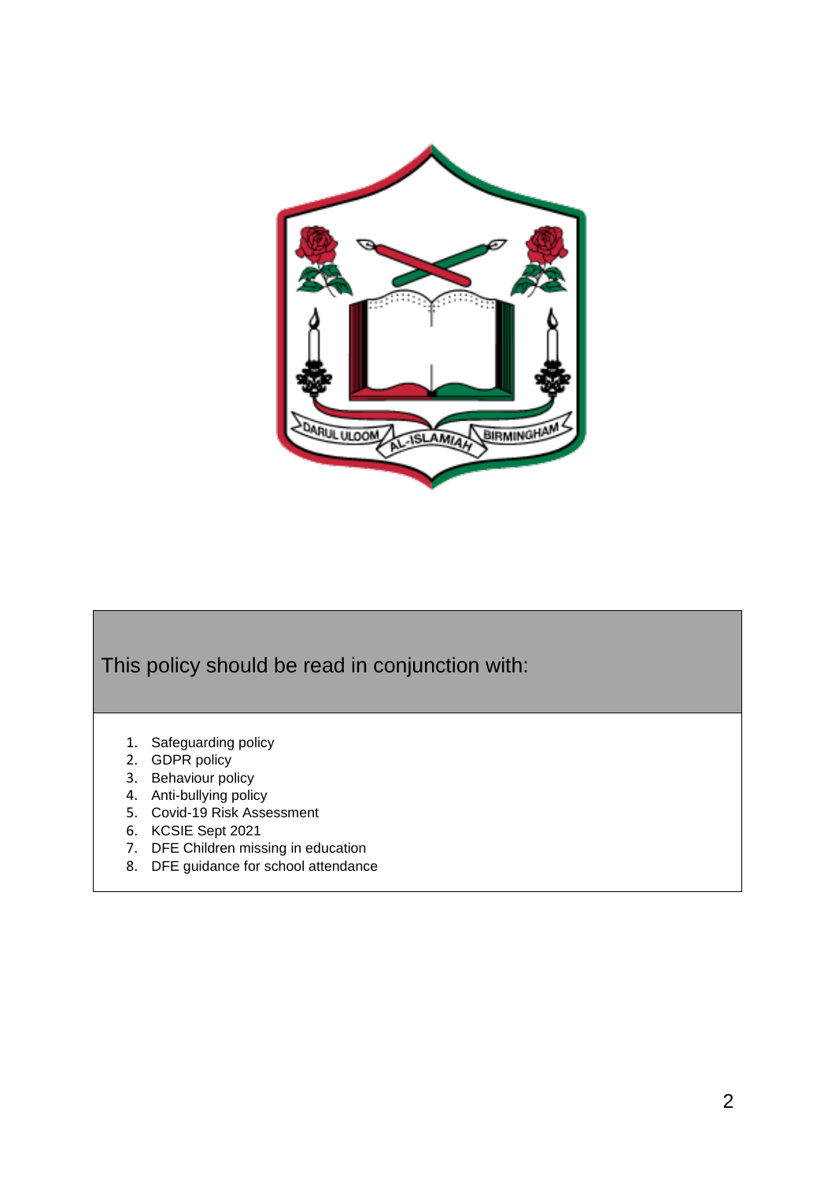This policy should be read in conjunction with:

1. Safeguarding policy
2. GDPR policy
3. Behaviour policy
4. Anti-bullying policy
5. Covid-19 Risk Assessment
6. KCSIE Sept 2021
7. DFE Children missing in education
8. DFE guidance for school attendance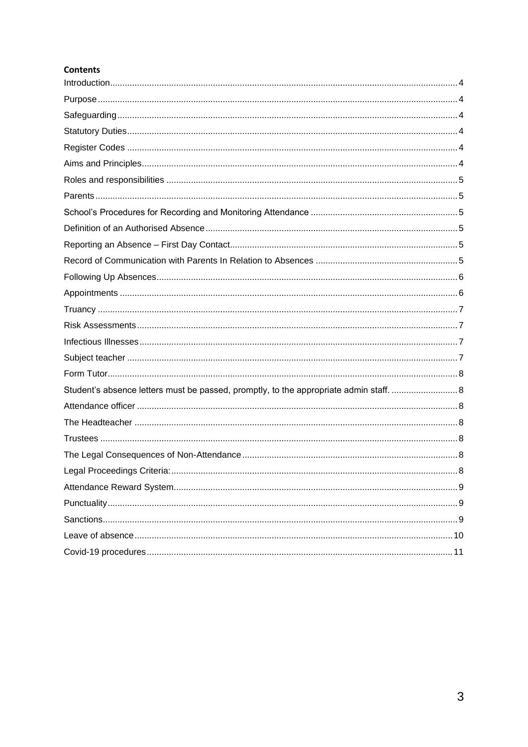**Contents**

Introduction .... 4
Purpose .... 4
Safeguarding .... 4
Statutory Duties .... 4
Register Codes .... 4
Aims and Principles .... 4
Roles and responsibilities .... 5
Parents .... 5
School's Procedures for Recording and Monitoring Attendance .... 5
Definition of an Authorised Absence .... 5
Reporting an Absence – First Day Contact .... 5
Record of Communication with Parents In Relation to Absences .... 5
Following Up Absences .... 6
Appointments .... 6
Truancy .... 7
Risk Assessments .... 7
Infectious Illnesses .... 7
Subject teacher .... 7
Form Tutor .... 8
Student's absence letters must be passed, promptly, to the appropriate admin staff. .... 8
Attendance officer .... 8
The Headteacher .... 8
Trustees .... 8
The Legal Consequences of Non-Attendance .... 8
Legal Proceedings Criteria: .... 8
Attendance Reward System .... 9
Punctuality .... 9
Sanctions .... 9
Leave of absence .... 10
Covid-19 procedures .... 11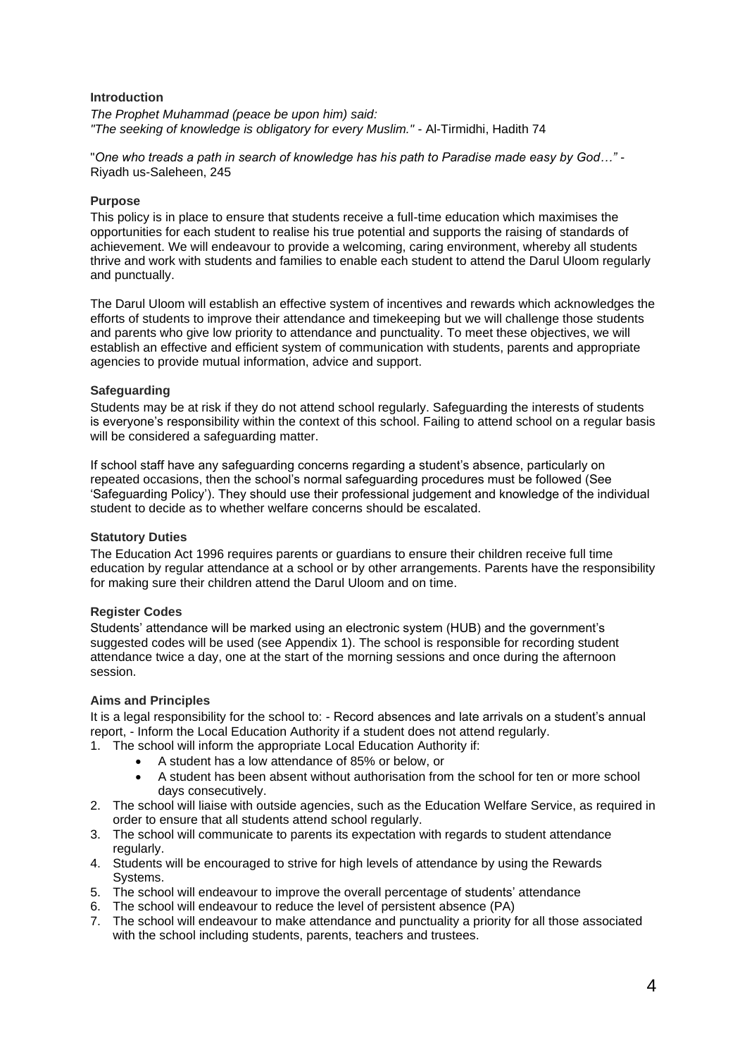## Introduction

*The Prophet Muhammad (peace be upon him) said:*
*"The seeking of knowledge is obligatory for every Muslim."* - Al-Tirmidhi, Hadith 74

"*One who treads a path in search of knowledge has his path to Paradise made easy by God…"* - Riyadh us-Saleheen, 245

## Purpose

This policy is in place to ensure that students receive a full-time education which maximises the opportunities for each student to realise his true potential and supports the raising of standards of achievement. We will endeavour to provide a welcoming, caring environment, whereby all students thrive and work with students and families to enable each student to attend the Darul Uloom regularly and punctually.

The Darul Uloom will establish an effective system of incentives and rewards which acknowledges the efforts of students to improve their attendance and timekeeping but we will challenge those students and parents who give low priority to attendance and punctuality. To meet these objectives, we will establish an effective and efficient system of communication with students, parents and appropriate agencies to provide mutual information, advice and support.

## Safeguarding

Students may be at risk if they do not attend school regularly. Safeguarding the interests of students is everyone's responsibility within the context of this school. Failing to attend school on a regular basis will be considered a safeguarding matter.

If school staff have any safeguarding concerns regarding a student's absence, particularly on repeated occasions, then the school's normal safeguarding procedures must be followed (See 'Safeguarding Policy'). They should use their professional judgement and knowledge of the individual student to decide as to whether welfare concerns should be escalated.

## Statutory Duties

The Education Act 1996 requires parents or guardians to ensure their children receive full time education by regular attendance at a school or by other arrangements. Parents have the responsibility for making sure their children attend the Darul Uloom and on time.

## Register Codes

Students' attendance will be marked using an electronic system (HUB) and the government's suggested codes will be used (see Appendix 1). The school is responsible for recording student attendance twice a day, one at the start of the morning sessions and once during the afternoon session.

## Aims and Principles

It is a legal responsibility for the school to: - Record absences and late arrivals on a student's annual report, - Inform the Local Education Authority if a student does not attend regularly.

1. The school will inform the appropriate Local Education Authority if:
   - A student has a low attendance of 85% or below, or
   - A student has been absent without authorisation from the school for ten or more school days consecutively.
2. The school will liaise with outside agencies, such as the Education Welfare Service, as required in order to ensure that all students attend school regularly.
3. The school will communicate to parents its expectation with regards to student attendance regularly.
4. Students will be encouraged to strive for high levels of attendance by using the Rewards Systems.
5. The school will endeavour to improve the overall percentage of students' attendance
6. The school will endeavour to reduce the level of persistent absence (PA)
7. The school will endeavour to make attendance and punctuality a priority for all those associated with the school including students, parents, teachers and trustees.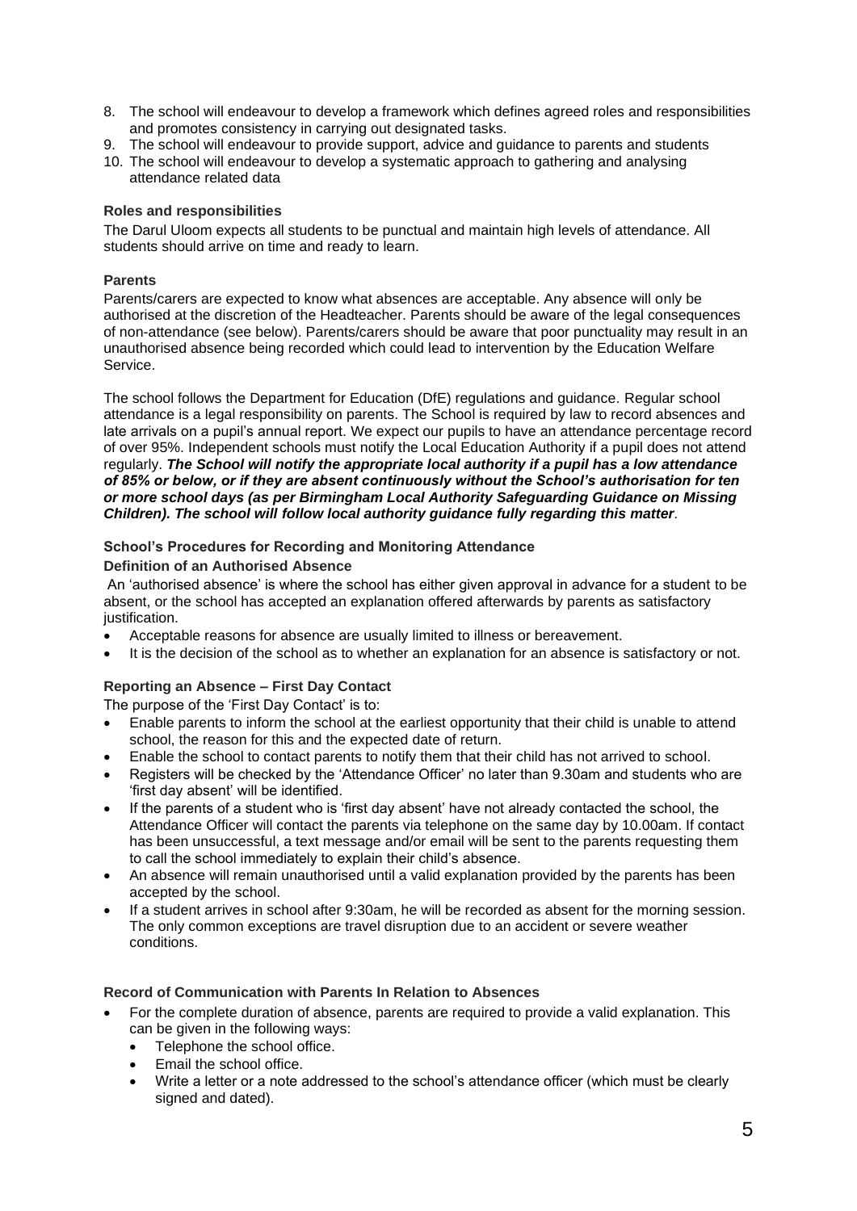8. The school will endeavour to develop a framework which defines agreed roles and responsibilities and promotes consistency in carrying out designated tasks.
9. The school will endeavour to provide support, advice and guidance to parents and students
10. The school will endeavour to develop a systematic approach to gathering and analysing attendance related data

**Roles and responsibilities**

The Darul Uloom expects all students to be punctual and maintain high levels of attendance. All students should arrive on time and ready to learn.

**Parents**

Parents/carers are expected to know what absences are acceptable. Any absence will only be authorised at the discretion of the Headteacher. Parents should be aware of the legal consequences of non-attendance (see below). Parents/carers should be aware that poor punctuality may result in an unauthorised absence being recorded which could lead to intervention by the Education Welfare Service.

The school follows the Department for Education (DfE) regulations and guidance. Regular school attendance is a legal responsibility on parents. The School is required by law to record absences and late arrivals on a pupil's annual report. We expect our pupils to have an attendance percentage record of over 95%. Independent schools must notify the Local Education Authority if a pupil does not attend regularly. ***The School will notify the appropriate local authority if a pupil has a low attendance of 85% or below, or if they are absent continuously without the School's authorisation for ten or more school days (as per Birmingham Local Authority Safeguarding Guidance on Missing Children). The school will follow local authority guidance fully regarding this matter***.

**School's Procedures for Recording and Monitoring Attendance**

**Definition of an Authorised Absence**

An 'authorised absence' is where the school has either given approval in advance for a student to be absent, or the school has accepted an explanation offered afterwards by parents as satisfactory justification.

- Acceptable reasons for absence are usually limited to illness or bereavement.
- It is the decision of the school as to whether an explanation for an absence is satisfactory or not.

**Reporting an Absence – First Day Contact**

The purpose of the 'First Day Contact' is to:

- Enable parents to inform the school at the earliest opportunity that their child is unable to attend school, the reason for this and the expected date of return.
- Enable the school to contact parents to notify them that their child has not arrived to school.
- Registers will be checked by the 'Attendance Officer' no later than 9.30am and students who are 'first day absent' will be identified.
- If the parents of a student who is 'first day absent' have not already contacted the school, the Attendance Officer will contact the parents via telephone on the same day by 10.00am. If contact has been unsuccessful, a text message and/or email will be sent to the parents requesting them to call the school immediately to explain their child's absence.
- An absence will remain unauthorised until a valid explanation provided by the parents has been accepted by the school.
- If a student arrives in school after 9:30am, he will be recorded as absent for the morning session. The only common exceptions are travel disruption due to an accident or severe weather conditions.

**Record of Communication with Parents In Relation to Absences**

- For the complete duration of absence, parents are required to provide a valid explanation. This can be given in the following ways:
  - Telephone the school office.
  - Email the school office.
  - Write a letter or a note addressed to the school's attendance officer (which must be clearly signed and dated).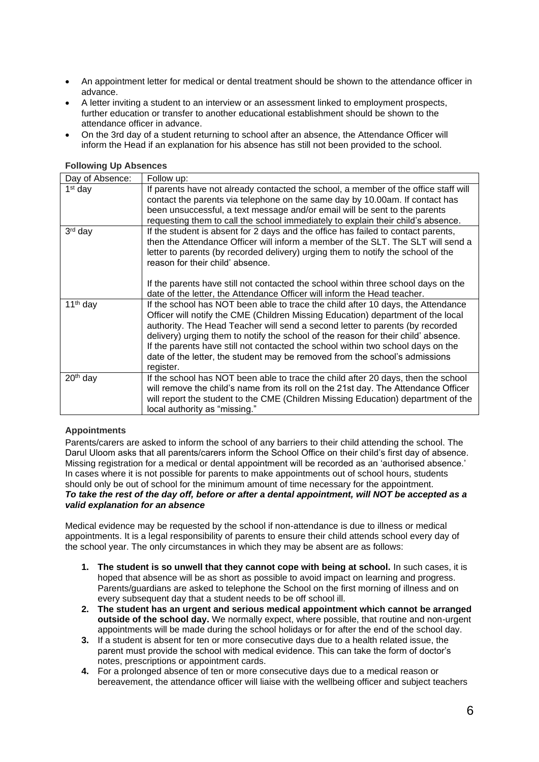- An appointment letter for medical or dental treatment should be shown to the attendance officer in advance.
- A letter inviting a student to an interview or an assessment linked to employment prospects, further education or transfer to another educational establishment should be shown to the attendance officer in advance.
- On the 3rd day of a student returning to school after an absence, the Attendance Officer will inform the Head if an explanation for his absence has still not been provided to the school.

**Following Up Absences**

| Day of Absence: | Follow up: |
|---|---|
| 1st day | If parents have not already contacted the school, a member of the office staff will contact the parents via telephone on the same day by 10.00am. If contact has been unsuccessful, a text message and/or email will be sent to the parents requesting them to call the school immediately to explain their child's absence. |
| 3rd day | If the student is absent for 2 days and the office has failed to contact parents, then the Attendance Officer will inform a member of the SLT. The SLT will send a letter to parents (by recorded delivery) urging them to notify the school of the reason for their child' absence.<br><br>If the parents have still not contacted the school within three school days on the date of the letter, the Attendance Officer will inform the Head teacher. |
| 11th day | If the school has NOT been able to trace the child after 10 days, the Attendance Officer will notify the CME (Children Missing Education) department of the local authority. The Head Teacher will send a second letter to parents (by recorded delivery) urging them to notify the school of the reason for their child' absence. If the parents have still not contacted the school within two school days on the date of the letter, the student may be removed from the school's admissions register. |
| 20th day | If the school has NOT been able to trace the child after 20 days, then the school will remove the child's name from its roll on the 21st day. The Attendance Officer will report the student to the CME (Children Missing Education) department of the local authority as "missing." |

**Appointments**

Parents/carers are asked to inform the school of any barriers to their child attending the school. The Darul Uloom asks that all parents/carers inform the School Office on their child's first day of absence. Missing registration for a medical or dental appointment will be recorded as an 'authorised absence.' In cases where it is not possible for parents to make appointments out of school hours, students should only be out of school for the minimum amount of time necessary for the appointment.
***To take the rest of the day off, before or after a dental appointment, will NOT be accepted as a valid explanation for an absence***

Medical evidence may be requested by the school if non-attendance is due to illness or medical appointments. It is a legal responsibility of parents to ensure their child attends school every day of the school year. The only circumstances in which they may be absent are as follows:

1. **The student is so unwell that they cannot cope with being at school.** In such cases, it is hoped that absence will be as short as possible to avoid impact on learning and progress. Parents/guardians are asked to telephone the School on the first morning of illness and on every subsequent day that a student needs to be off school ill.
2. **The student has an urgent and serious medical appointment which cannot be arranged outside of the school day.** We normally expect, where possible, that routine and non-urgent appointments will be made during the school holidays or for after the end of the school day.
3. If a student is absent for ten or more consecutive days due to a health related issue, the parent must provide the school with medical evidence. This can take the form of doctor's notes, prescriptions or appointment cards.
4. For a prolonged absence of ten or more consecutive days due to a medical reason or bereavement, the attendance officer will liaise with the wellbeing officer and subject teachers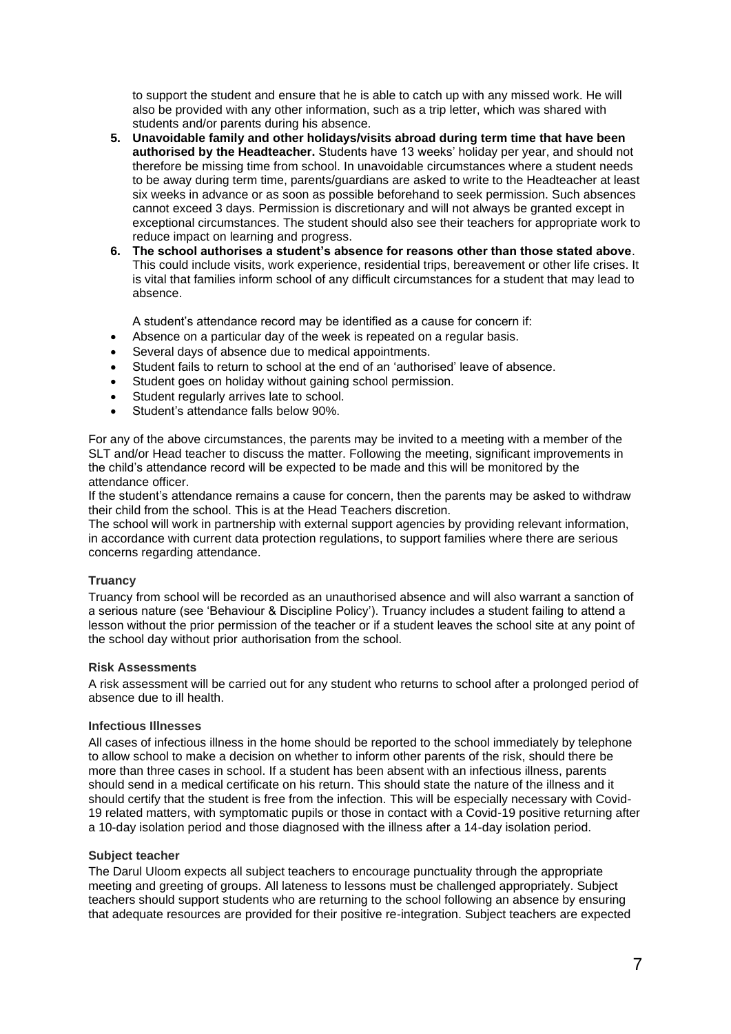to support the student and ensure that he is able to catch up with any missed work. He will also be provided with any other information, such as a trip letter, which was shared with students and/or parents during his absence.

5. **Unavoidable family and other holidays/visits abroad during term time that have been authorised by the Headteacher.** Students have 13 weeks' holiday per year, and should not therefore be missing time from school. In unavoidable circumstances where a student needs to be away during term time, parents/guardians are asked to write to the Headteacher at least six weeks in advance or as soon as possible beforehand to seek permission. Such absences cannot exceed 3 days. Permission is discretionary and will not always be granted except in exceptional circumstances. The student should also see their teachers for appropriate work to reduce impact on learning and progress.
6. **The school authorises a student's absence for reasons other than those stated above**. This could include visits, work experience, residential trips, bereavement or other life crises. It is vital that families inform school of any difficult circumstances for a student that may lead to absence.

   A student's attendance record may be identified as a cause for concern if:

- Absence on a particular day of the week is repeated on a regular basis.
- Several days of absence due to medical appointments.
- Student fails to return to school at the end of an 'authorised' leave of absence.
- Student goes on holiday without gaining school permission.
- Student regularly arrives late to school.
- Student's attendance falls below 90%.

For any of the above circumstances, the parents may be invited to a meeting with a member of the SLT and/or Head teacher to discuss the matter. Following the meeting, significant improvements in the child's attendance record will be expected to be made and this will be monitored by the attendance officer.

If the student's attendance remains a cause for concern, then the parents may be asked to withdraw their child from the school. This is at the Head Teachers discretion.

The school will work in partnership with external support agencies by providing relevant information, in accordance with current data protection regulations, to support families where there are serious concerns regarding attendance.

### Truancy

Truancy from school will be recorded as an unauthorised absence and will also warrant a sanction of a serious nature (see 'Behaviour & Discipline Policy'). Truancy includes a student failing to attend a lesson without the prior permission of the teacher or if a student leaves the school site at any point of the school day without prior authorisation from the school.

### Risk Assessments

A risk assessment will be carried out for any student who returns to school after a prolonged period of absence due to ill health.

### Infectious Illnesses

All cases of infectious illness in the home should be reported to the school immediately by telephone to allow school to make a decision on whether to inform other parents of the risk, should there be more than three cases in school. If a student has been absent with an infectious illness, parents should send in a medical certificate on his return. This should state the nature of the illness and it should certify that the student is free from the infection. This will be especially necessary with Covid-19 related matters, with symptomatic pupils or those in contact with a Covid-19 positive returning after a 10-day isolation period and those diagnosed with the illness after a 14-day isolation period.

### Subject teacher

The Darul Uloom expects all subject teachers to encourage punctuality through the appropriate meeting and greeting of groups. All lateness to lessons must be challenged appropriately. Subject teachers should support students who are returning to the school following an absence by ensuring that adequate resources are provided for their positive re-integration. Subject teachers are expected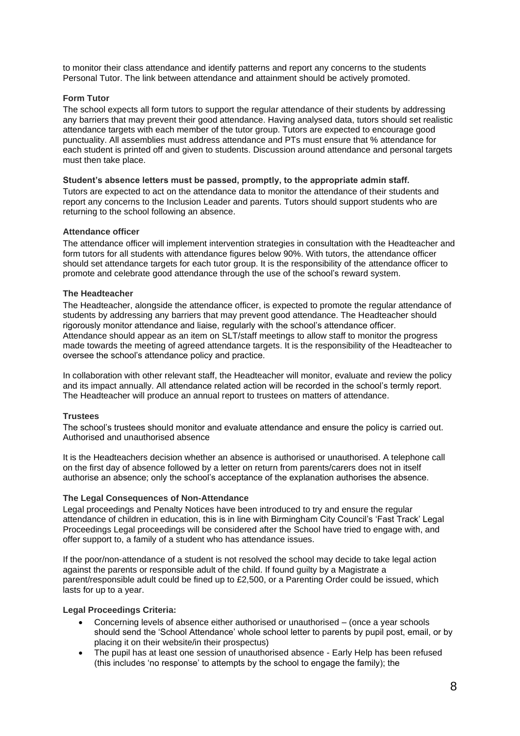to monitor their class attendance and identify patterns and report any concerns to the students Personal Tutor. The link between attendance and attainment should be actively promoted.

**Form Tutor**

The school expects all form tutors to support the regular attendance of their students by addressing any barriers that may prevent their good attendance. Having analysed data, tutors should set realistic attendance targets with each member of the tutor group. Tutors are expected to encourage good punctuality. All assemblies must address attendance and PTs must ensure that % attendance for each student is printed off and given to students. Discussion around attendance and personal targets must then take place.

**Student's absence letters must be passed, promptly, to the appropriate admin staff.**

Tutors are expected to act on the attendance data to monitor the attendance of their students and report any concerns to the Inclusion Leader and parents. Tutors should support students who are returning to the school following an absence.

**Attendance officer**

The attendance officer will implement intervention strategies in consultation with the Headteacher and form tutors for all students with attendance figures below 90%. With tutors, the attendance officer should set attendance targets for each tutor group. It is the responsibility of the attendance officer to promote and celebrate good attendance through the use of the school's reward system.

**The Headteacher**

The Headteacher, alongside the attendance officer, is expected to promote the regular attendance of students by addressing any barriers that may prevent good attendance. The Headteacher should rigorously monitor attendance and liaise, regularly with the school's attendance officer. Attendance should appear as an item on SLT/staff meetings to allow staff to monitor the progress made towards the meeting of agreed attendance targets. It is the responsibility of the Headteacher to oversee the school's attendance policy and practice.

In collaboration with other relevant staff, the Headteacher will monitor, evaluate and review the policy and its impact annually. All attendance related action will be recorded in the school's termly report. The Headteacher will produce an annual report to trustees on matters of attendance.

**Trustees**

The school's trustees should monitor and evaluate attendance and ensure the policy is carried out. Authorised and unauthorised absence

It is the Headteachers decision whether an absence is authorised or unauthorised. A telephone call on the first day of absence followed by a letter on return from parents/carers does not in itself authorise an absence; only the school's acceptance of the explanation authorises the absence.

**The Legal Consequences of Non-Attendance**

Legal proceedings and Penalty Notices have been introduced to try and ensure the regular attendance of children in education, this is in line with Birmingham City Council's 'Fast Track' Legal Proceedings Legal proceedings will be considered after the School have tried to engage with, and offer support to, a family of a student who has attendance issues.

If the poor/non-attendance of a student is not resolved the school may decide to take legal action against the parents or responsible adult of the child. If found guilty by a Magistrate a parent/responsible adult could be fined up to £2,500, or a Parenting Order could be issued, which lasts for up to a year.

**Legal Proceedings Criteria:**

- Concerning levels of absence either authorised or unauthorised – (once a year schools should send the 'School Attendance' whole school letter to parents by pupil post, email, or by placing it on their website/in their prospectus)
- The pupil has at least one session of unauthorised absence - Early Help has been refused (this includes 'no response' to attempts by the school to engage the family); the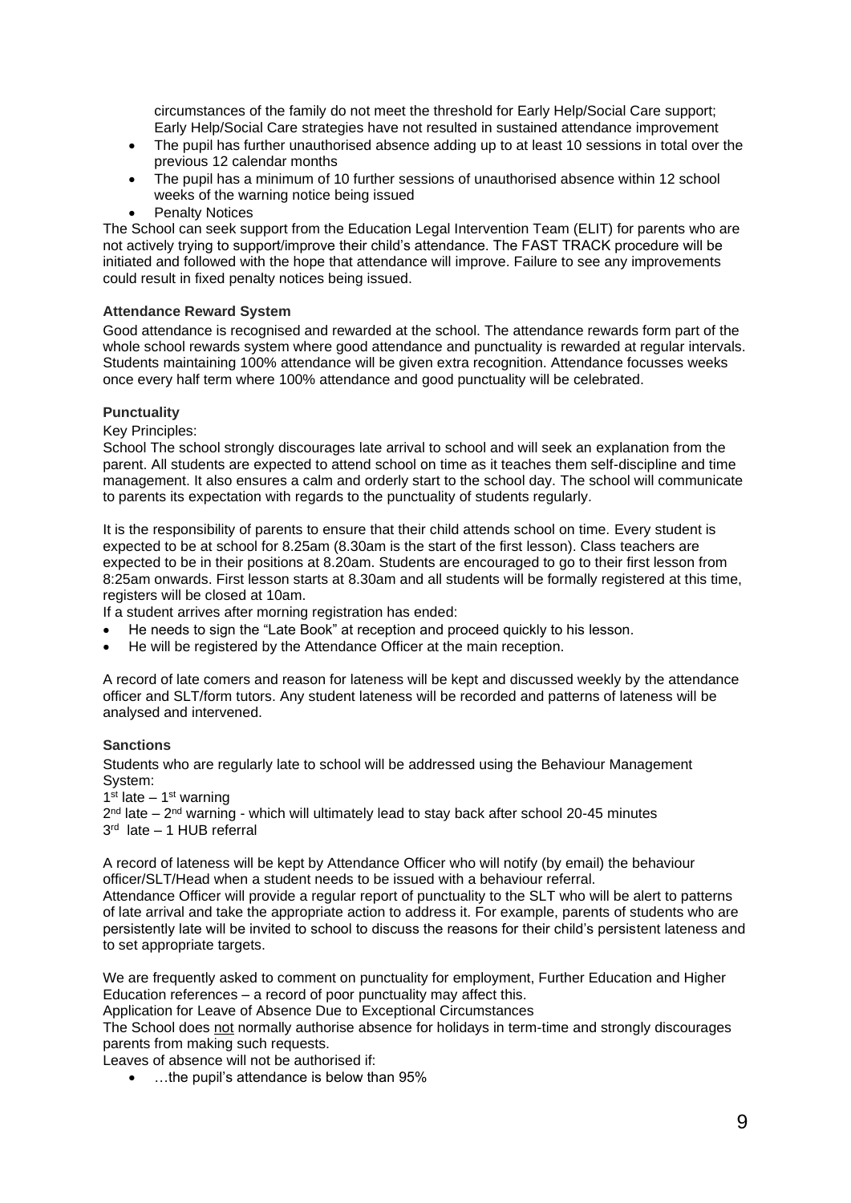circumstances of the family do not meet the threshold for Early Help/Social Care support; Early Help/Social Care strategies have not resulted in sustained attendance improvement

- The pupil has further unauthorised absence adding up to at least 10 sessions in total over the previous 12 calendar months
- The pupil has a minimum of 10 further sessions of unauthorised absence within 12 school weeks of the warning notice being issued
- Penalty Notices

The School can seek support from the Education Legal Intervention Team (ELIT) for parents who are not actively trying to support/improve their child's attendance. The FAST TRACK procedure will be initiated and followed with the hope that attendance will improve. Failure to see any improvements could result in fixed penalty notices being issued.

**Attendance Reward System**

Good attendance is recognised and rewarded at the school. The attendance rewards form part of the whole school rewards system where good attendance and punctuality is rewarded at regular intervals. Students maintaining 100% attendance will be given extra recognition. Attendance focusses weeks once every half term where 100% attendance and good punctuality will be celebrated.

**Punctuality**

Key Principles:

School The school strongly discourages late arrival to school and will seek an explanation from the parent. All students are expected to attend school on time as it teaches them self-discipline and time management. It also ensures a calm and orderly start to the school day. The school will communicate to parents its expectation with regards to the punctuality of students regularly.

It is the responsibility of parents to ensure that their child attends school on time. Every student is expected to be at school for 8.25am (8.30am is the start of the first lesson). Class teachers are expected to be in their positions at 8.20am. Students are encouraged to go to their first lesson from 8:25am onwards. First lesson starts at 8.30am and all students will be formally registered at this time, registers will be closed at 10am.

If a student arrives after morning registration has ended:

- He needs to sign the "Late Book" at reception and proceed quickly to his lesson.
- He will be registered by the Attendance Officer at the main reception.

A record of late comers and reason for lateness will be kept and discussed weekly by the attendance officer and SLT/form tutors. Any student lateness will be recorded and patterns of lateness will be analysed and intervened.

**Sanctions**

Students who are regularly late to school will be addressed using the Behaviour Management System:

1st late – 1st warning
2nd late – 2nd warning - which will ultimately lead to stay back after school 20-45 minutes
3rd late – 1 HUB referral

A record of lateness will be kept by Attendance Officer who will notify (by email) the behaviour officer/SLT/Head when a student needs to be issued with a behaviour referral.

Attendance Officer will provide a regular report of punctuality to the SLT who will be alert to patterns of late arrival and take the appropriate action to address it. For example, parents of students who are persistently late will be invited to school to discuss the reasons for their child's persistent lateness and to set appropriate targets.

We are frequently asked to comment on punctuality for employment, Further Education and Higher Education references – a record of poor punctuality may affect this.

Application for Leave of Absence Due to Exceptional Circumstances

The School does not normally authorise absence for holidays in term-time and strongly discourages parents from making such requests.

Leaves of absence will not be authorised if:

- …the pupil's attendance is below than 95%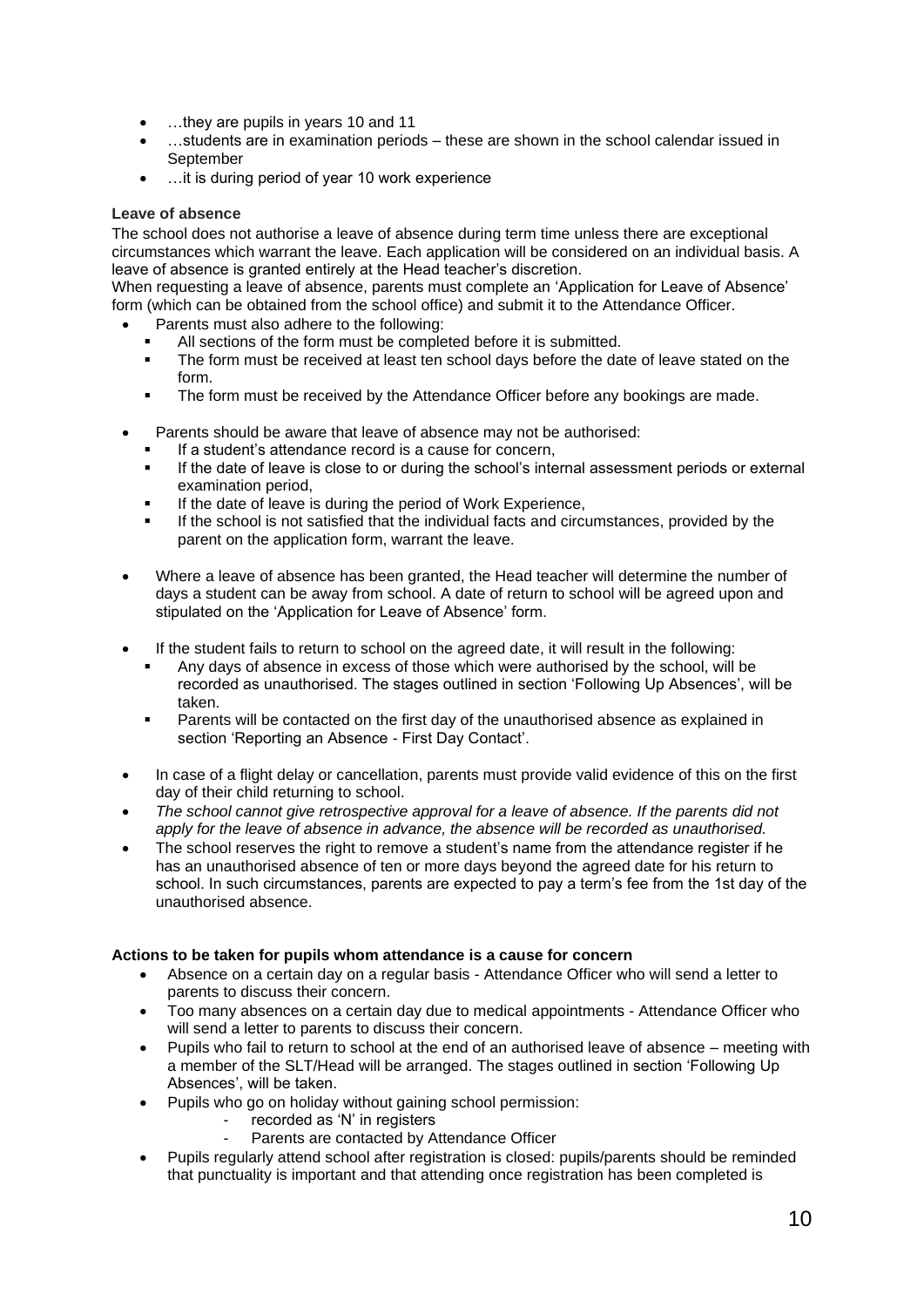- …they are pupils in years 10 and 11
- …students are in examination periods – these are shown in the school calendar issued in September
- …it is during period of year 10 work experience

**Leave of absence**

The school does not authorise a leave of absence during term time unless there are exceptional circumstances which warrant the leave. Each application will be considered on an individual basis. A leave of absence is granted entirely at the Head teacher's discretion.

When requesting a leave of absence, parents must complete an 'Application for Leave of Absence' form (which can be obtained from the school office) and submit it to the Attendance Officer.

- Parents must also adhere to the following:
  - All sections of the form must be completed before it is submitted.
  - The form must be received at least ten school days before the date of leave stated on the form.
  - The form must be received by the Attendance Officer before any bookings are made.

- Parents should be aware that leave of absence may not be authorised:
  - If a student's attendance record is a cause for concern,
  - If the date of leave is close to or during the school's internal assessment periods or external examination period,
  - If the date of leave is during the period of Work Experience,
  - If the school is not satisfied that the individual facts and circumstances, provided by the parent on the application form, warrant the leave.

- Where a leave of absence has been granted, the Head teacher will determine the number of days a student can be away from school. A date of return to school will be agreed upon and stipulated on the 'Application for Leave of Absence' form.

- If the student fails to return to school on the agreed date, it will result in the following:
  - Any days of absence in excess of those which were authorised by the school, will be recorded as unauthorised. The stages outlined in section 'Following Up Absences', will be taken.
  - Parents will be contacted on the first day of the unauthorised absence as explained in section 'Reporting an Absence - First Day Contact'.

- In case of a flight delay or cancellation, parents must provide valid evidence of this on the first day of their child returning to school.
- *The school cannot give retrospective approval for a leave of absence. If the parents did not apply for the leave of absence in advance, the absence will be recorded as unauthorised.*
- The school reserves the right to remove a student's name from the attendance register if he has an unauthorised absence of ten or more days beyond the agreed date for his return to school. In such circumstances, parents are expected to pay a term's fee from the 1st day of the unauthorised absence.

**Actions to be taken for pupils whom attendance is a cause for concern**

- Absence on a certain day on a regular basis - Attendance Officer who will send a letter to parents to discuss their concern.
- Too many absences on a certain day due to medical appointments - Attendance Officer who will send a letter to parents to discuss their concern.
- Pupils who fail to return to school at the end of an authorised leave of absence – meeting with a member of the SLT/Head will be arranged. The stages outlined in section 'Following Up Absences', will be taken.
- Pupils who go on holiday without gaining school permission:
  - recorded as 'N' in registers
  - Parents are contacted by Attendance Officer
- Pupils regularly attend school after registration is closed: pupils/parents should be reminded that punctuality is important and that attending once registration has been completed is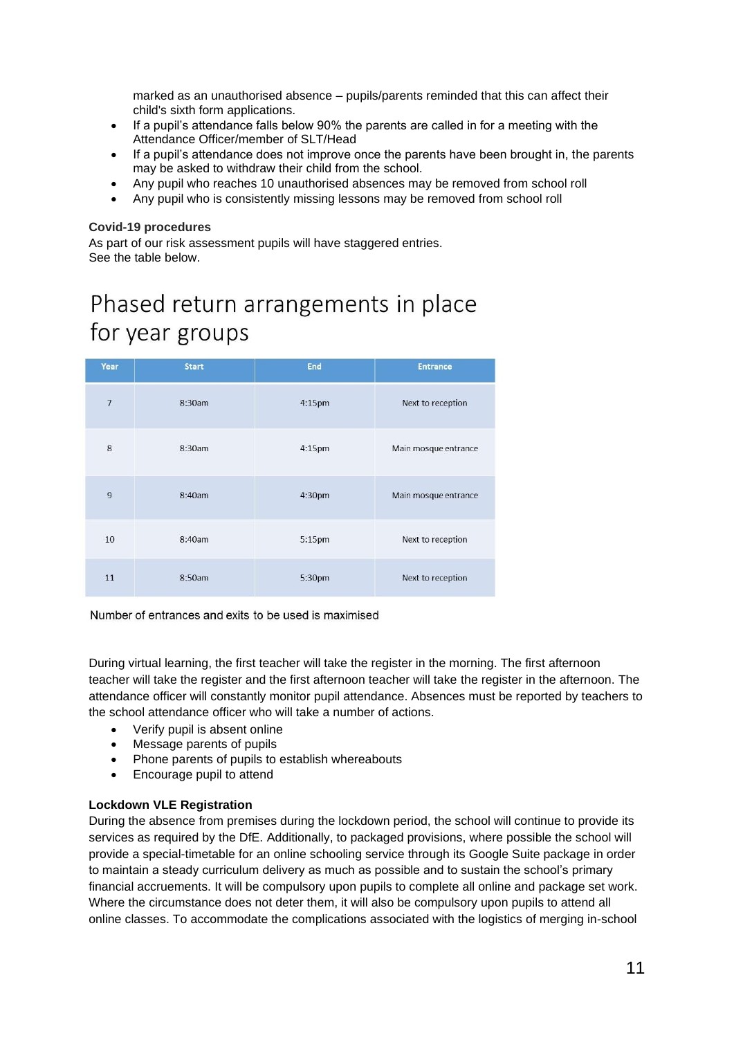marked as an unauthorised absence – pupils/parents reminded that this can affect their child's sixth form applications.

- If a pupil's attendance falls below 90% the parents are called in for a meeting with the Attendance Officer/member of SLT/Head
- If a pupil's attendance does not improve once the parents have been brought in, the parents may be asked to withdraw their child from the school.
- Any pupil who reaches 10 unauthorised absences may be removed from school roll
- Any pupil who is consistently missing lessons may be removed from school roll

**Covid-19 procedures**

As part of our risk assessment pupils will have staggered entries.
See the table below.

## Phased return arrangements in place for year groups

| Year | Start | End | Entrance |
|---|---|---|---|
| 7 | 8:30am | 4:15pm | Next to reception |
| 8 | 8:30am | 4:15pm | Main mosque entrance |
| 9 | 8:40am | 4:30pm | Main mosque entrance |
| 10 | 8:40am | 5:15pm | Next to reception |
| 11 | 8:50am | 5:30pm | Next to reception |

Number of entrances and exits to be used is maximised

During virtual learning, the first teacher will take the register in the morning. The first afternoon teacher will take the register and the first afternoon teacher will take the register in the afternoon. The attendance officer will constantly monitor pupil attendance. Absences must be reported by teachers to the school attendance officer who will take a number of actions.

- Verify pupil is absent online
- Message parents of pupils
- Phone parents of pupils to establish whereabouts
- Encourage pupil to attend

**Lockdown VLE Registration**

During the absence from premises during the lockdown period, the school will continue to provide its services as required by the DfE. Additionally, to packaged provisions, where possible the school will provide a special-timetable for an online schooling service through its Google Suite package in order to maintain a steady curriculum delivery as much as possible and to sustain the school's primary financial accruements. It will be compulsory upon pupils to complete all online and package set work. Where the circumstance does not deter them, it will also be compulsory upon pupils to attend all online classes. To accommodate the complications associated with the logistics of merging in-school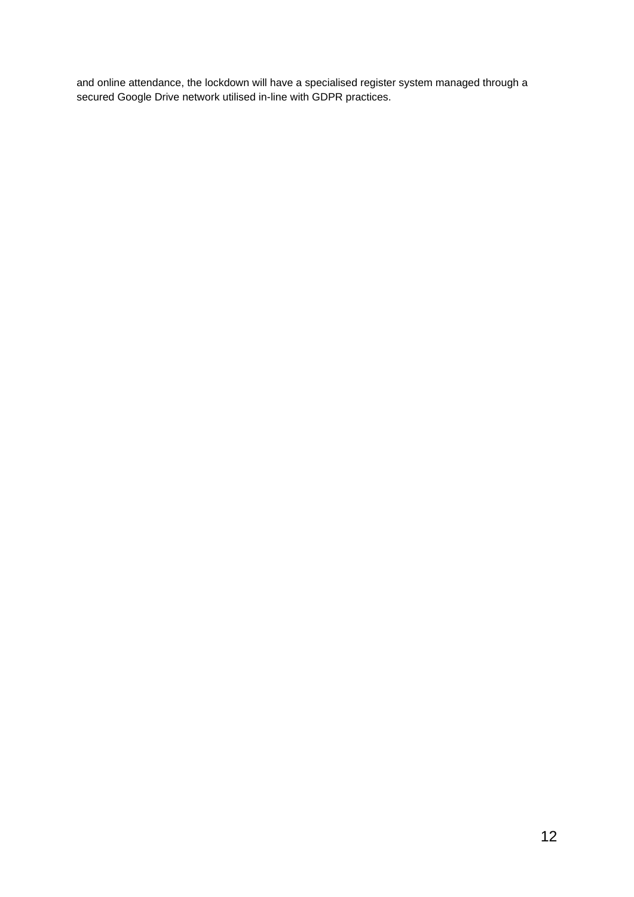and online attendance, the lockdown will have a specialised register system managed through a secured Google Drive network utilised in-line with GDPR practices.